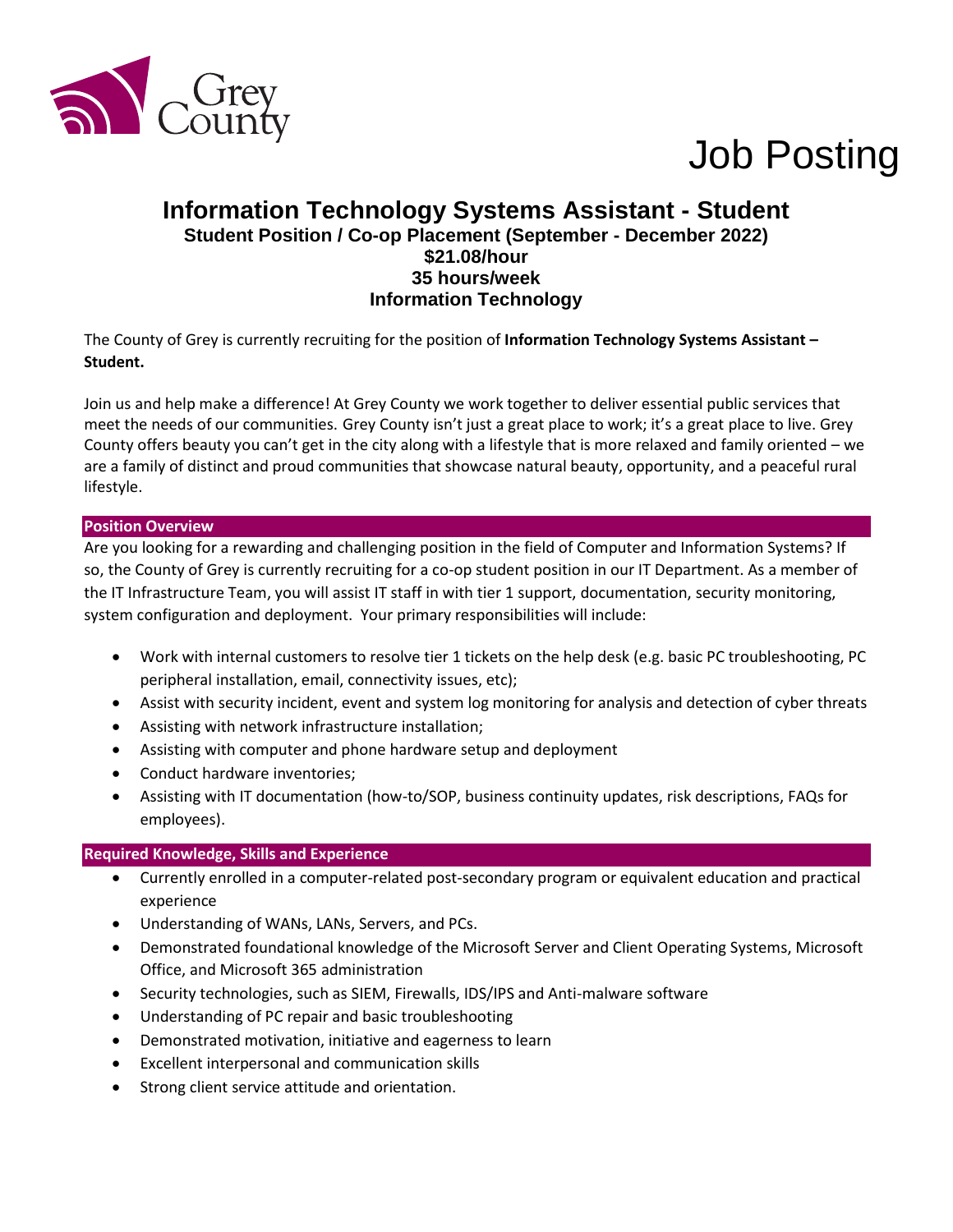Grey County

# Job Posting

## Information Technology Systems Assistant - Student

**Student Position / Co-op Placement (September - December 2022)**
**$21.08/hour**
**35 hours/week**
**Information Technology**

The County of Grey is currently recruiting for the position of **Information Technology Systems Assistant – Student.**

Join us and help make a difference! At Grey County we work together to deliver essential public services that meet the needs of our communities. Grey County isn't just a great place to work; it's a great place to live. Grey County offers beauty you can't get in the city along with a lifestyle that is more relaxed and family oriented – we are a family of distinct and proud communities that showcase natural beauty, opportunity, and a peaceful rural lifestyle.

### Position Overview

Are you looking for a rewarding and challenging position in the field of Computer and Information Systems? If so, the County of Grey is currently recruiting for a co-op student position in our IT Department. As a member of the IT Infrastructure Team, you will assist IT staff in with tier 1 support, documentation, security monitoring, system configuration and deployment. Your primary responsibilities will include:

- Work with internal customers to resolve tier 1 tickets on the help desk (e.g. basic PC troubleshooting, PC peripheral installation, email, connectivity issues, etc);
- Assist with security incident, event and system log monitoring for analysis and detection of cyber threats
- Assisting with network infrastructure installation;
- Assisting with computer and phone hardware setup and deployment
- Conduct hardware inventories;
- Assisting with IT documentation (how-to/SOP, business continuity updates, risk descriptions, FAQs for employees).

### Required Knowledge, Skills and Experience

- Currently enrolled in a computer-related post-secondary program or equivalent education and practical experience
- Understanding of WANs, LANs, Servers, and PCs.
- Demonstrated foundational knowledge of the Microsoft Server and Client Operating Systems, Microsoft Office, and Microsoft 365 administration
- Security technologies, such as SIEM, Firewalls, IDS/IPS and Anti-malware software
- Understanding of PC repair and basic troubleshooting
- Demonstrated motivation, initiative and eagerness to learn
- Excellent interpersonal and communication skills
- Strong client service attitude and orientation.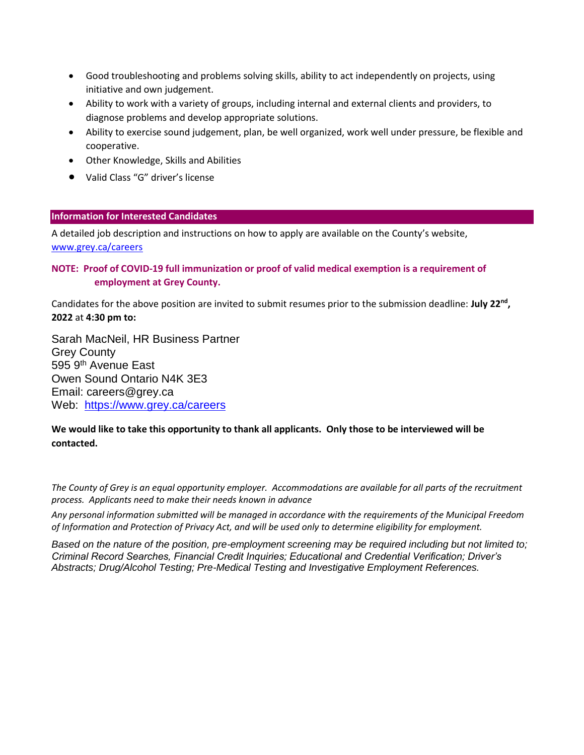- Good troubleshooting and problems solving skills, ability to act independently on projects, using initiative and own judgement.
- Ability to work with a variety of groups, including internal and external clients and providers, to diagnose problems and develop appropriate solutions.
- Ability to exercise sound judgement, plan, be well organized, work well under pressure, be flexible and cooperative.
- Other Knowledge, Skills and Abilities
- Valid Class "G" driver's license

## Information for Interested Candidates

A detailed job description and instructions on how to apply are available on the County's website, www.grey.ca/careers

**NOTE: Proof of COVID-19 full immunization or proof of valid medical exemption is a requirement of employment at Grey County.**

Candidates for the above position are invited to submit resumes prior to the submission deadline: **July 22nd, 2022** at **4:30 pm to:**

Sarah MacNeil, HR Business Partner
Grey County
595 9th Avenue East
Owen Sound Ontario N4K 3E3
Email: careers@grey.ca
Web: https://www.grey.ca/careers

**We would like to take this opportunity to thank all applicants. Only those to be interviewed will be contacted.**

*The County of Grey is an equal opportunity employer. Accommodations are available for all parts of the recruitment process. Applicants need to make their needs known in advance*

*Any personal information submitted will be managed in accordance with the requirements of the Municipal Freedom of Information and Protection of Privacy Act, and will be used only to determine eligibility for employment.*

*Based on the nature of the position, pre-employment screening may be required including but not limited to; Criminal Record Searches, Financial Credit Inquiries; Educational and Credential Verification; Driver's Abstracts; Drug/Alcohol Testing; Pre-Medical Testing and Investigative Employment References.*